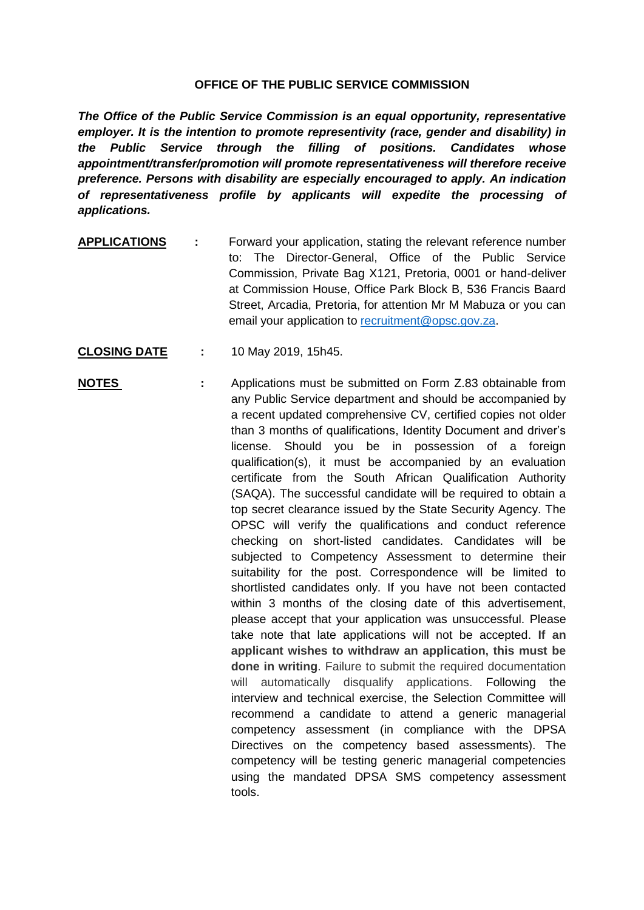# OFFICE OF THE PUBLIC SERVICE COMMISSION

***The Office of the Public Service Commission is an equal opportunity, representative employer. It is the intention to promote representivity (race, gender and disability) in the Public Service through the filling of positions. Candidates whose appointment/transfer/promotion will promote representativeness will therefore receive preference. Persons with disability are especially encouraged to apply. An indication of representativeness profile by applicants will expedite the processing of applications.***

**APPLICATIONS** : Forward your application, stating the relevant reference number to: The Director-General, Office of the Public Service Commission, Private Bag X121, Pretoria, 0001 or hand-deliver at Commission House, Office Park Block B, 536 Francis Baard Street, Arcadia, Pretoria, for attention Mr M Mabuza or you can email your application to recruitment@opsc.gov.za.

**CLOSING DATE** : 10 May 2019, 15h45.

**NOTES** : Applications must be submitted on Form Z.83 obtainable from any Public Service department and should be accompanied by a recent updated comprehensive CV, certified copies not older than 3 months of qualifications, Identity Document and driver's license. Should you be in possession of a foreign qualification(s), it must be accompanied by an evaluation certificate from the South African Qualification Authority (SAQA). The successful candidate will be required to obtain a top secret clearance issued by the State Security Agency. The OPSC will verify the qualifications and conduct reference checking on short-listed candidates. Candidates will be subjected to Competency Assessment to determine their suitability for the post. Correspondence will be limited to shortlisted candidates only. If you have not been contacted within 3 months of the closing date of this advertisement, please accept that your application was unsuccessful. Please take note that late applications will not be accepted. **If an applicant wishes to withdraw an application, this must be done in writing**. Failure to submit the required documentation will automatically disqualify applications. Following the interview and technical exercise, the Selection Committee will recommend a candidate to attend a generic managerial competency assessment (in compliance with the DPSA Directives on the competency based assessments). The competency will be testing generic managerial competencies using the mandated DPSA SMS competency assessment tools.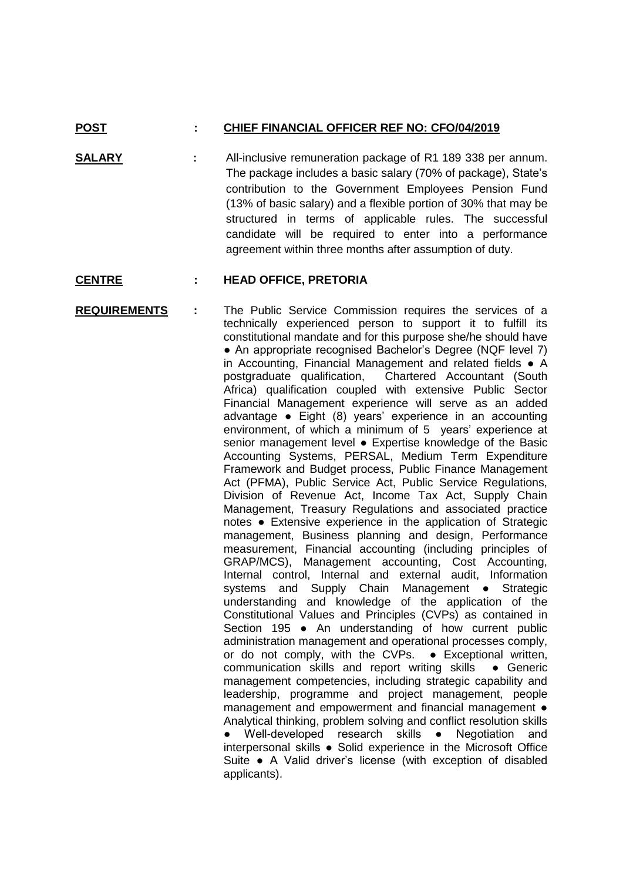**POST** : **CHIEF FINANCIAL OFFICER REF NO: CFO/04/2019**

**SALARY** : All-inclusive remuneration package of R1 189 338 per annum. The package includes a basic salary (70% of package), State's contribution to the Government Employees Pension Fund (13% of basic salary) and a flexible portion of 30% that may be structured in terms of applicable rules. The successful candidate will be required to enter into a performance agreement within three months after assumption of duty.

**CENTRE** : **HEAD OFFICE, PRETORIA**

**REQUIREMENTS** : The Public Service Commission requires the services of a technically experienced person to support it to fulfill its constitutional mandate and for this purpose she/he should have ● An appropriate recognised Bachelor's Degree (NQF level 7) in Accounting, Financial Management and related fields ● A postgraduate qualification, Chartered Accountant (South Africa) qualification coupled with extensive Public Sector Financial Management experience will serve as an added advantage ● Eight (8) years' experience in an accounting environment, of which a minimum of 5 years' experience at senior management level ● Expertise knowledge of the Basic Accounting Systems, PERSAL, Medium Term Expenditure Framework and Budget process, Public Finance Management Act (PFMA), Public Service Act, Public Service Regulations, Division of Revenue Act, Income Tax Act, Supply Chain Management, Treasury Regulations and associated practice notes ● Extensive experience in the application of Strategic management, Business planning and design, Performance measurement, Financial accounting (including principles of GRAP/MCS), Management accounting, Cost Accounting, Internal control, Internal and external audit, Information systems and Supply Chain Management ● Strategic understanding and knowledge of the application of the Constitutional Values and Principles (CVPs) as contained in Section 195 ● An understanding of how current public administration management and operational processes comply, or do not comply, with the CVPs. ● Exceptional written, communication skills and report writing skills ● Generic management competencies, including strategic capability and leadership, programme and project management, people management and empowerment and financial management ● Analytical thinking, problem solving and conflict resolution skills ● Well-developed research skills ● Negotiation and interpersonal skills ● Solid experience in the Microsoft Office Suite ● A Valid driver's license (with exception of disabled applicants).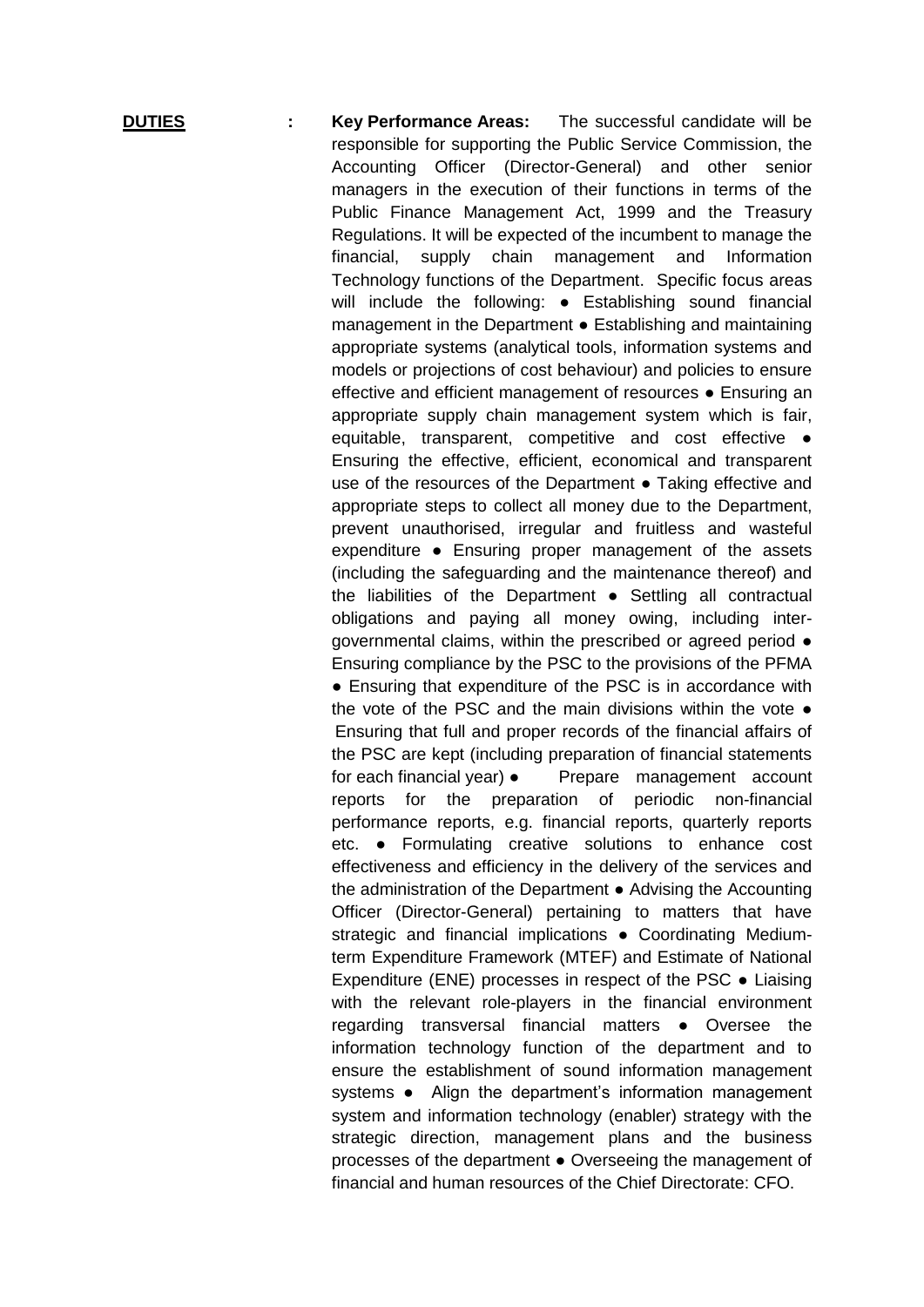**DUTIES** : **Key Performance Areas:** The successful candidate will be responsible for supporting the Public Service Commission, the Accounting Officer (Director-General) and other senior managers in the execution of their functions in terms of the Public Finance Management Act, 1999 and the Treasury Regulations. It will be expected of the incumbent to manage the financial, supply chain management and Information Technology functions of the Department. Specific focus areas will include the following: ● Establishing sound financial management in the Department ● Establishing and maintaining appropriate systems (analytical tools, information systems and models or projections of cost behaviour) and policies to ensure effective and efficient management of resources ● Ensuring an appropriate supply chain management system which is fair, equitable, transparent, competitive and cost effective ● Ensuring the effective, efficient, economical and transparent use of the resources of the Department ● Taking effective and appropriate steps to collect all money due to the Department, prevent unauthorised, irregular and fruitless and wasteful expenditure ● Ensuring proper management of the assets (including the safeguarding and the maintenance thereof) and the liabilities of the Department ● Settling all contractual obligations and paying all money owing, including inter-governmental claims, within the prescribed or agreed period ● Ensuring compliance by the PSC to the provisions of the PFMA ● Ensuring that expenditure of the PSC is in accordance with the vote of the PSC and the main divisions within the vote ● Ensuring that full and proper records of the financial affairs of the PSC are kept (including preparation of financial statements for each financial year) ● Prepare management account reports for the preparation of periodic non-financial performance reports, e.g. financial reports, quarterly reports etc. ● Formulating creative solutions to enhance cost effectiveness and efficiency in the delivery of the services and the administration of the Department ● Advising the Accounting Officer (Director-General) pertaining to matters that have strategic and financial implications ● Coordinating Medium-term Expenditure Framework (MTEF) and Estimate of National Expenditure (ENE) processes in respect of the PSC ● Liaising with the relevant role-players in the financial environment regarding transversal financial matters ● Oversee the information technology function of the department and to ensure the establishment of sound information management systems ● Align the department's information management system and information technology (enabler) strategy with the strategic direction, management plans and the business processes of the department ● Overseeing the management of financial and human resources of the Chief Directorate: CFO.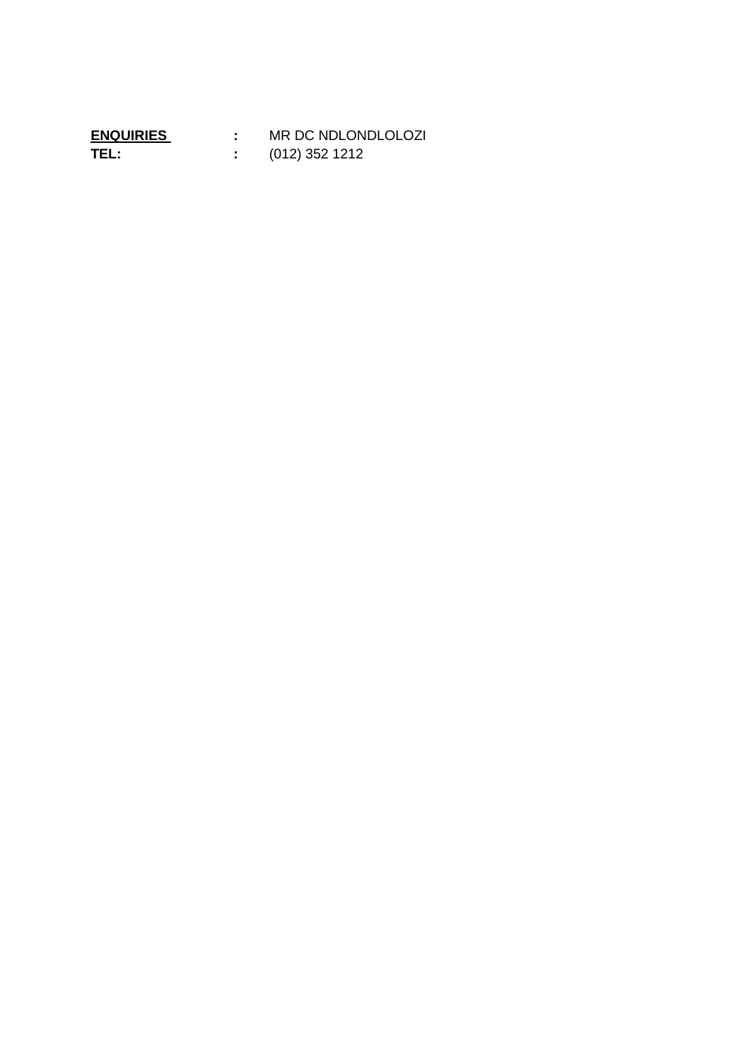| | | |
|---|---|---|
| **ENQUIRIES** | **:** | MR DC NDLONDLOLOZI |
| **TEL:** | **:** | (012) 352 1212 |